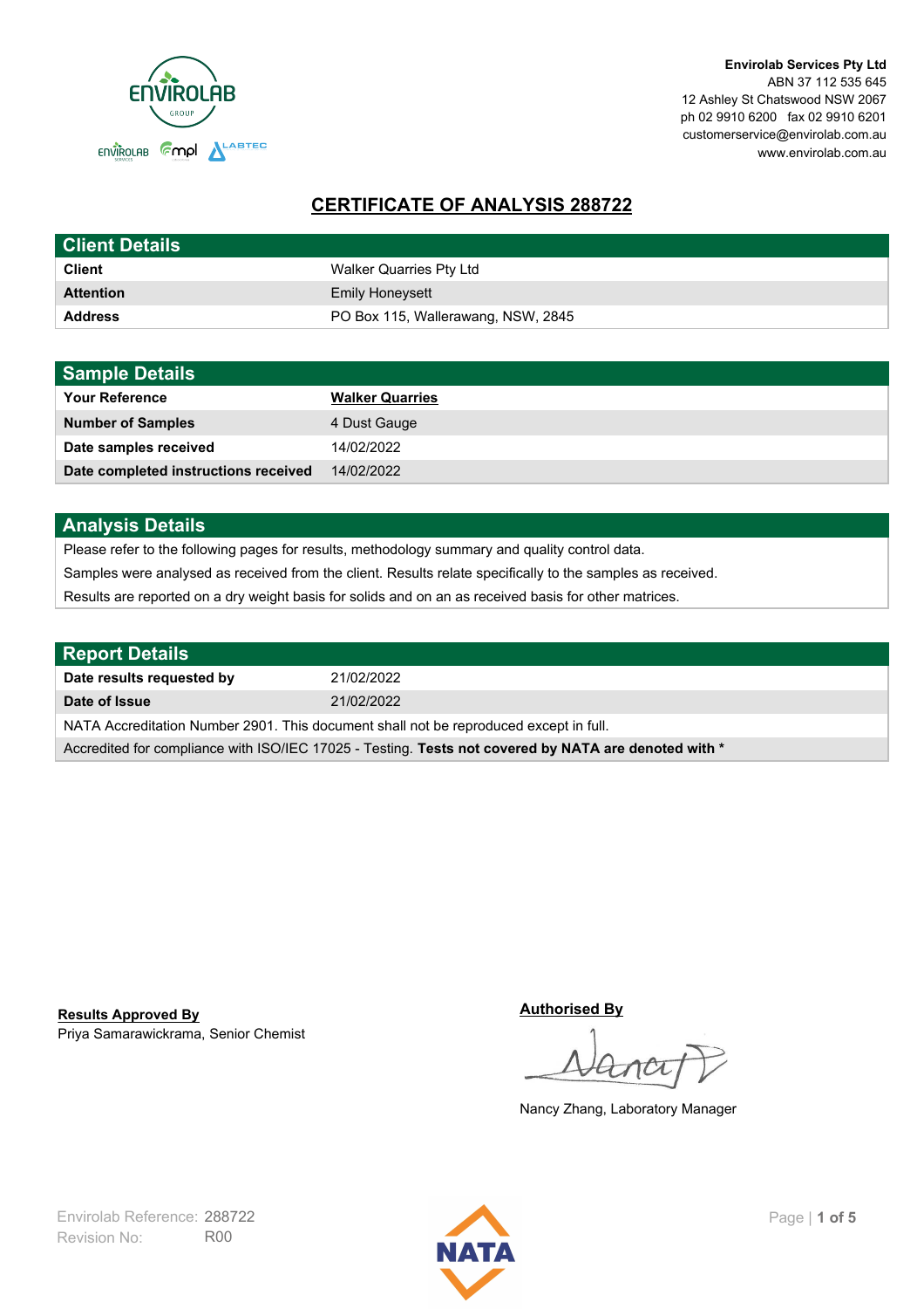**Envirolab Services Pty Ltd**
ABN 37 112 535 645
12 Ashley St Chatswood NSW 2067
ph 02 9910 6200 fax 02 9910 6201
customerservice@envirolab.com.au
www.envirolab.com.au

# CERTIFICATE OF ANALYSIS 288722

| Client Details | |
|---|---|
| **Client** | Walker Quarries Pty Ltd |
| **Attention** | Emily Honeysett |
| **Address** | PO Box 115, Wallerawang, NSW, 2845 |

| Sample Details | |
|---|---|
| **Your Reference** | **Walker Quarries** |
| **Number of Samples** | 4 Dust Gauge |
| **Date samples received** | 14/02/2022 |
| **Date completed instructions received** | 14/02/2022 |

## Analysis Details

Please refer to the following pages for results, methodology summary and quality control data.

Samples were analysed as received from the client. Results relate specifically to the samples as received.

Results are reported on a dry weight basis for solids and on an as received basis for other matrices.

| Report Details | |
|---|---|
| **Date results requested by** | 21/02/2022 |
| **Date of Issue** | 21/02/2022 |

NATA Accreditation Number 2901. This document shall not be reproduced except in full.

Accredited for compliance with ISO/IEC 17025 - Testing. **Tests not covered by NATA are denoted with ***

**Results Approved By**
Priya Samarawickrama, Senior Chemist

**Authorised By**
Nancy Zhang, Laboratory Manager

Envirolab Reference: 288722
Revision No: R00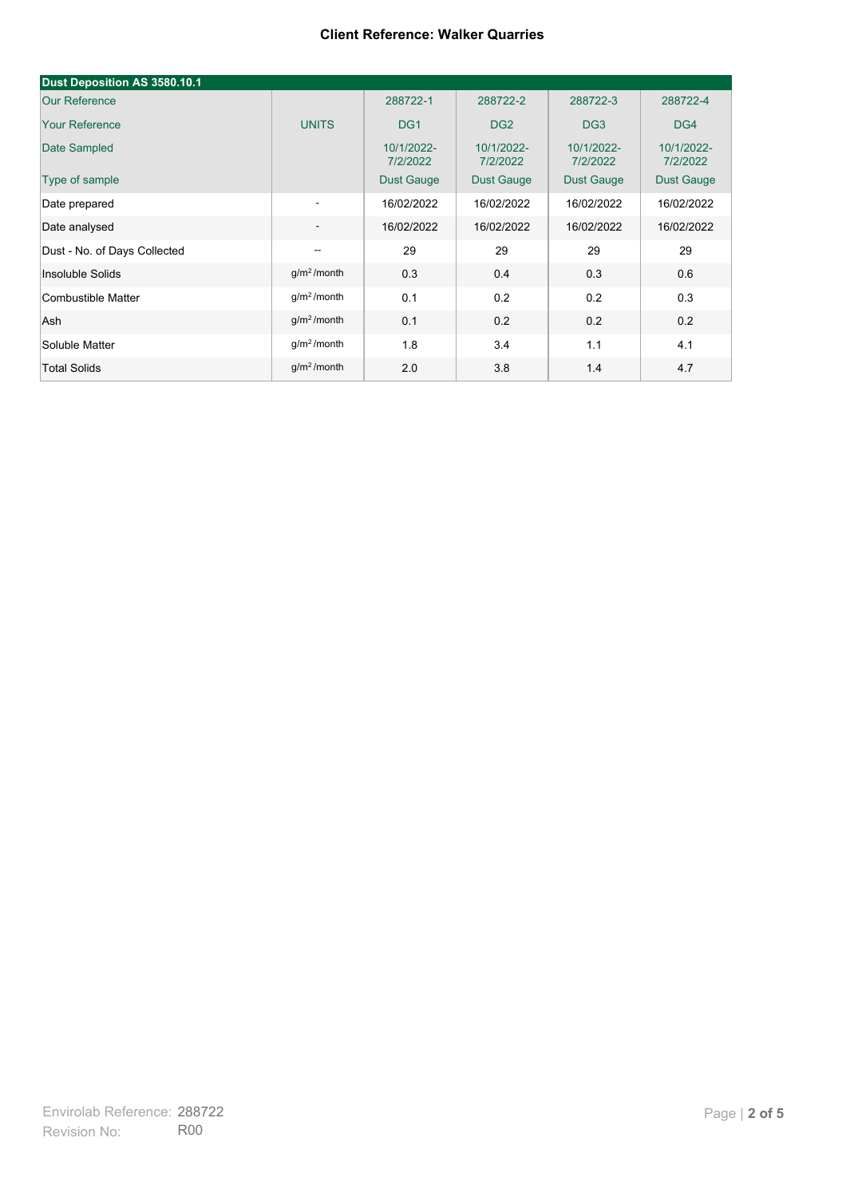**Client Reference: Walker Quarries**

| Dust Deposition AS 3580.10.1 | | | | | |
|---|---|---|---|---|---|
| Our Reference | | 288722-1 | 288722-2 | 288722-3 | 288722-4 |
| Your Reference | UNITS | DG1 | DG2 | DG3 | DG4 |
| Date Sampled | | 10/1/2022-7/2/2022 | 10/1/2022-7/2/2022 | 10/1/2022-7/2/2022 | 10/1/2022-7/2/2022 |
| Type of sample | | Dust Gauge | Dust Gauge | Dust Gauge | Dust Gauge |
| Date prepared | - | 16/02/2022 | 16/02/2022 | 16/02/2022 | 16/02/2022 |
| Date analysed | - | 16/02/2022 | 16/02/2022 | 16/02/2022 | 16/02/2022 |
| Dust - No. of Days Collected | -- | 29 | 29 | 29 | 29 |
| Insoluble Solids | $g/m^2$ /month | 0.3 | 0.4 | 0.3 | 0.6 |
| Combustible Matter | $g/m^2$ /month | 0.1 | 0.2 | 0.2 | 0.3 |
| Ash | $g/m^2$ /month | 0.1 | 0.2 | 0.2 | 0.2 |
| Soluble Matter | $g/m^2$ /month | 1.8 | 3.4 | 1.1 | 4.1 |
| Total Solids | $g/m^2$ /month | 2.0 | 3.8 | 1.4 | 4.7 |

Envirolab Reference: 288722
Revision No: R00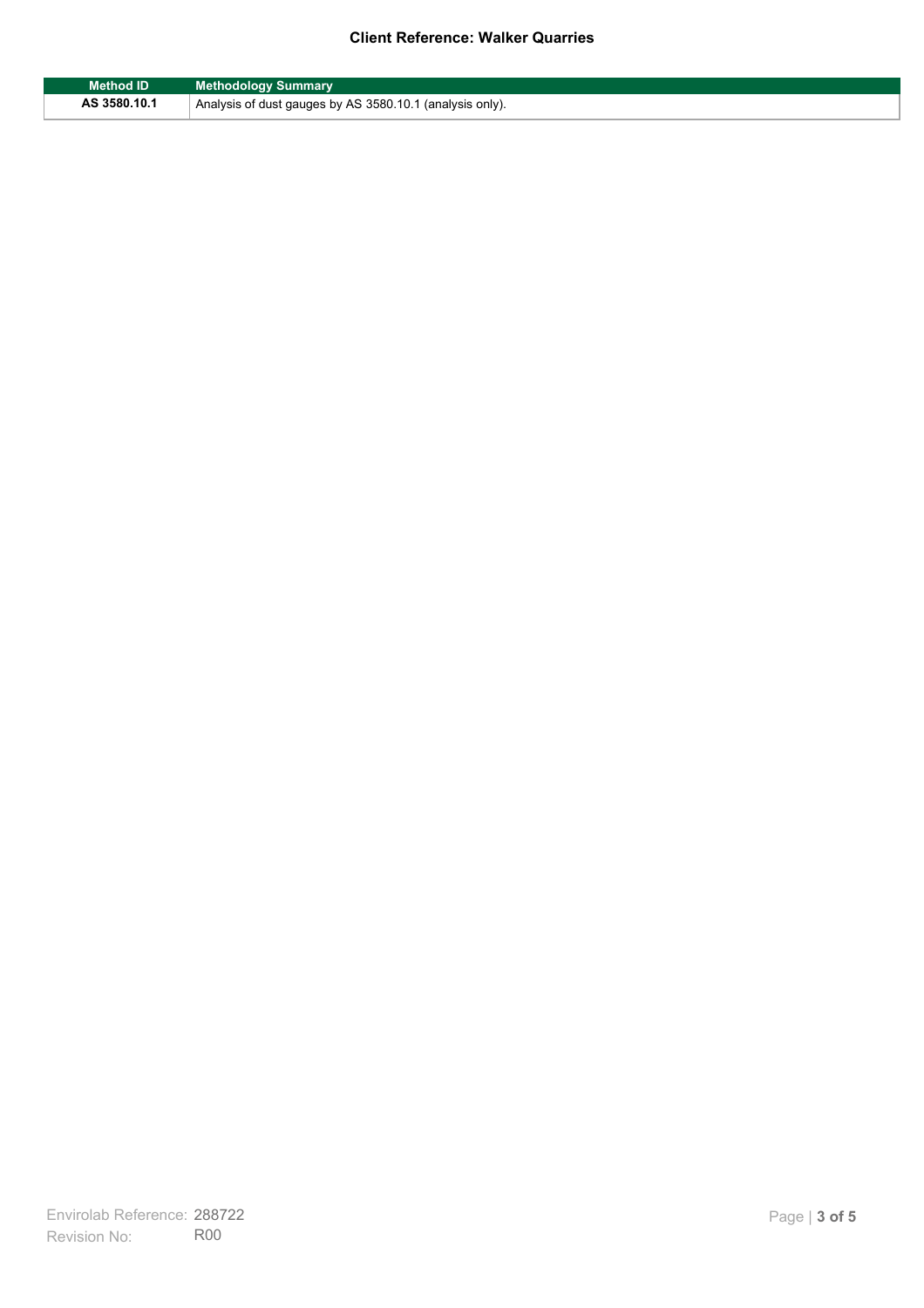**Client Reference: Walker Quarries**

| Method ID | Methodology Summary |
| --- | --- |
| AS 3580.10.1 | Analysis of dust gauges by AS 3580.10.1 (analysis only). |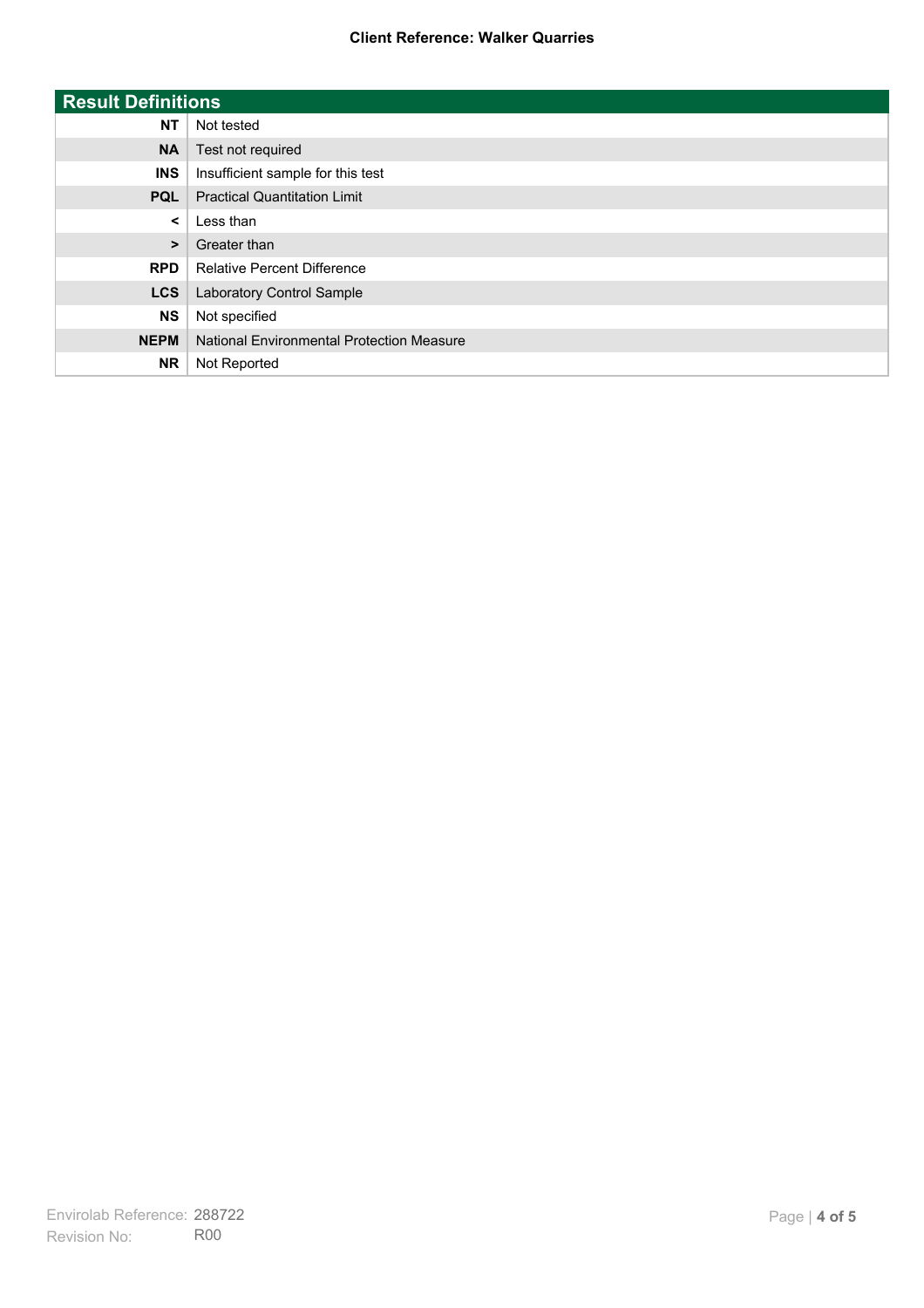**Client Reference: Walker Quarries**

| Result Definitions | |
|---|---|
| NT | Not tested |
| NA | Test not required |
| INS | Insufficient sample for this test |
| PQL | Practical Quantitation Limit |
| < | Less than |
| > | Greater than |
| RPD | Relative Percent Difference |
| LCS | Laboratory Control Sample |
| NS | Not specified |
| NEPM | National Environmental Protection Measure |
| NR | Not Reported |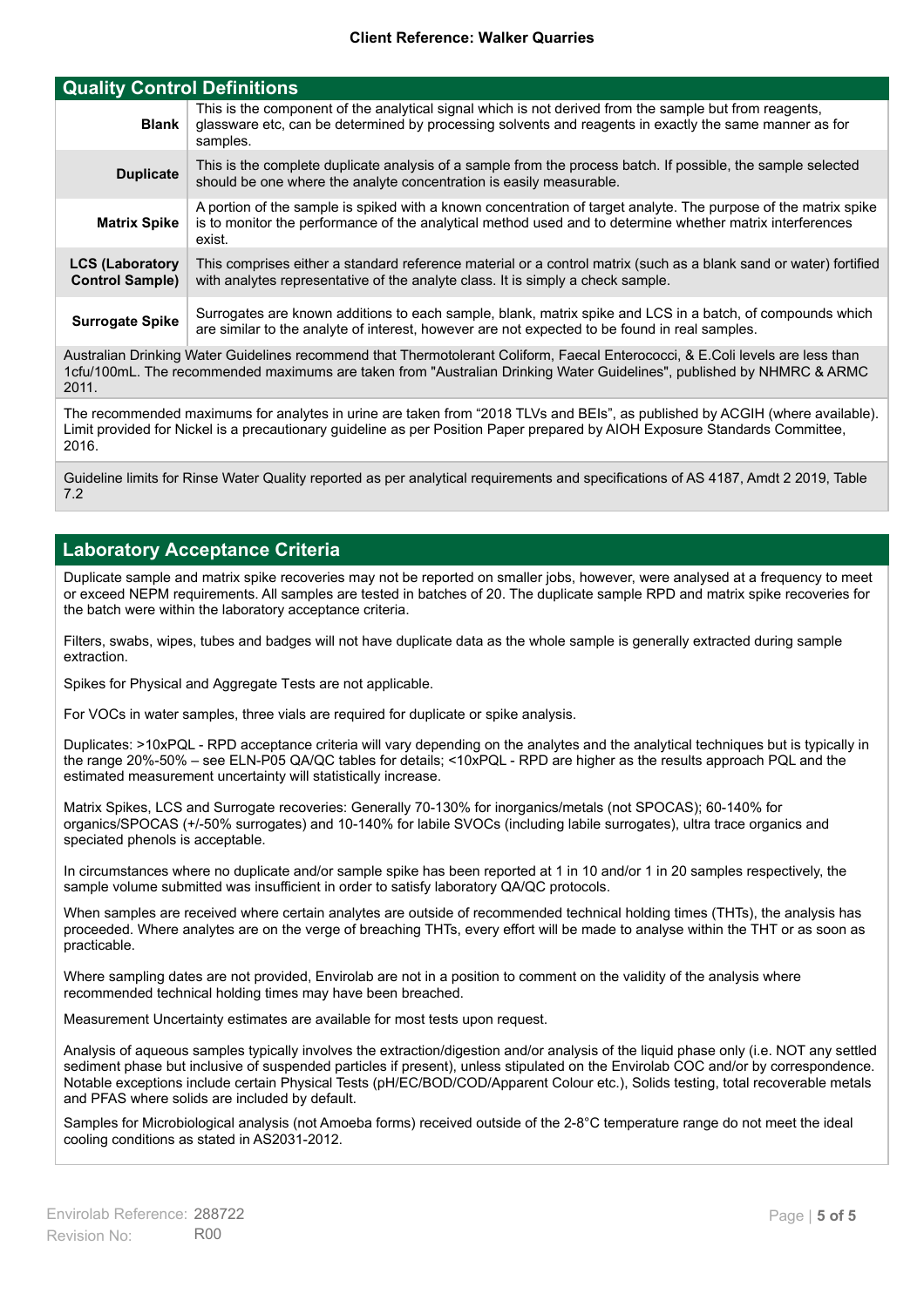## Quality Control Definitions

| | |
|---|---|
| **Blank** | This is the component of the analytical signal which is not derived from the sample but from reagents, glassware etc, can be determined by processing solvents and reagents in exactly the same manner as for samples. |
| **Duplicate** | This is the complete duplicate analysis of a sample from the process batch. If possible, the sample selected should be one where the analyte concentration is easily measurable. |
| **Matrix Spike** | A portion of the sample is spiked with a known concentration of target analyte. The purpose of the matrix spike is to monitor the performance of the analytical method used and to determine whether matrix interferences exist. |
| **LCS (Laboratory Control Sample)** | This comprises either a standard reference material or a control matrix (such as a blank sand or water) fortified with analytes representative of the analyte class. It is simply a check sample. |
| **Surrogate Spike** | Surrogates are known additions to each sample, blank, matrix spike and LCS in a batch, of compounds which are similar to the analyte of interest, however are not expected to be found in real samples. |

Australian Drinking Water Guidelines recommend that Thermotolerant Coliform, Faecal Enterococci, & E.Coli levels are less than 1cfu/100mL. The recommended maximums are taken from "Australian Drinking Water Guidelines", published by NHMRC & ARMC 2011.

The recommended maximums for analytes in urine are taken from “2018 TLVs and BEIs”, as published by ACGIH (where available). Limit provided for Nickel is a precautionary guideline as per Position Paper prepared by AIOH Exposure Standards Committee, 2016.

Guideline limits for Rinse Water Quality reported as per analytical requirements and specifications of AS 4187, Amdt 2 2019, Table 7.2

## Laboratory Acceptance Criteria

Duplicate sample and matrix spike recoveries may not be reported on smaller jobs, however, were analysed at a frequency to meet or exceed NEPM requirements. All samples are tested in batches of 20. The duplicate sample RPD and matrix spike recoveries for the batch were within the laboratory acceptance criteria.

Filters, swabs, wipes, tubes and badges will not have duplicate data as the whole sample is generally extracted during sample extraction.

Spikes for Physical and Aggregate Tests are not applicable.

For VOCs in water samples, three vials are required for duplicate or spike analysis.

Duplicates: >10xPQL - RPD acceptance criteria will vary depending on the analytes and the analytical techniques but is typically in the range 20%-50% – see ELN-P05 QA/QC tables for details; <10xPQL - RPD are higher as the results approach PQL and the estimated measurement uncertainty will statistically increase.

Matrix Spikes, LCS and Surrogate recoveries: Generally 70-130% for inorganics/metals (not SPOCAS); 60-140% for organics/SPOCAS (+/-50% surrogates) and 10-140% for labile SVOCs (including labile surrogates), ultra trace organics and speciated phenols is acceptable.

In circumstances where no duplicate and/or sample spike has been reported at 1 in 10 and/or 1 in 20 samples respectively, the sample volume submitted was insufficient in order to satisfy laboratory QA/QC protocols.

When samples are received where certain analytes are outside of recommended technical holding times (THTs), the analysis has proceeded. Where analytes are on the verge of breaching THTs, every effort will be made to analyse within the THT or as soon as practicable.

Where sampling dates are not provided, Envirolab are not in a position to comment on the validity of the analysis where recommended technical holding times may have been breached.

Measurement Uncertainty estimates are available for most tests upon request.

Analysis of aqueous samples typically involves the extraction/digestion and/or analysis of the liquid phase only (i.e. NOT any settled sediment phase but inclusive of suspended particles if present), unless stipulated on the Envirolab COC and/or by correspondence. Notable exceptions include certain Physical Tests (pH/EC/BOD/COD/Apparent Colour etc.), Solids testing, total recoverable metals and PFAS where solids are included by default.

Samples for Microbiological analysis (not Amoeba forms) received outside of the 2-8°C temperature range do not meet the ideal cooling conditions as stated in AS2031-2012.